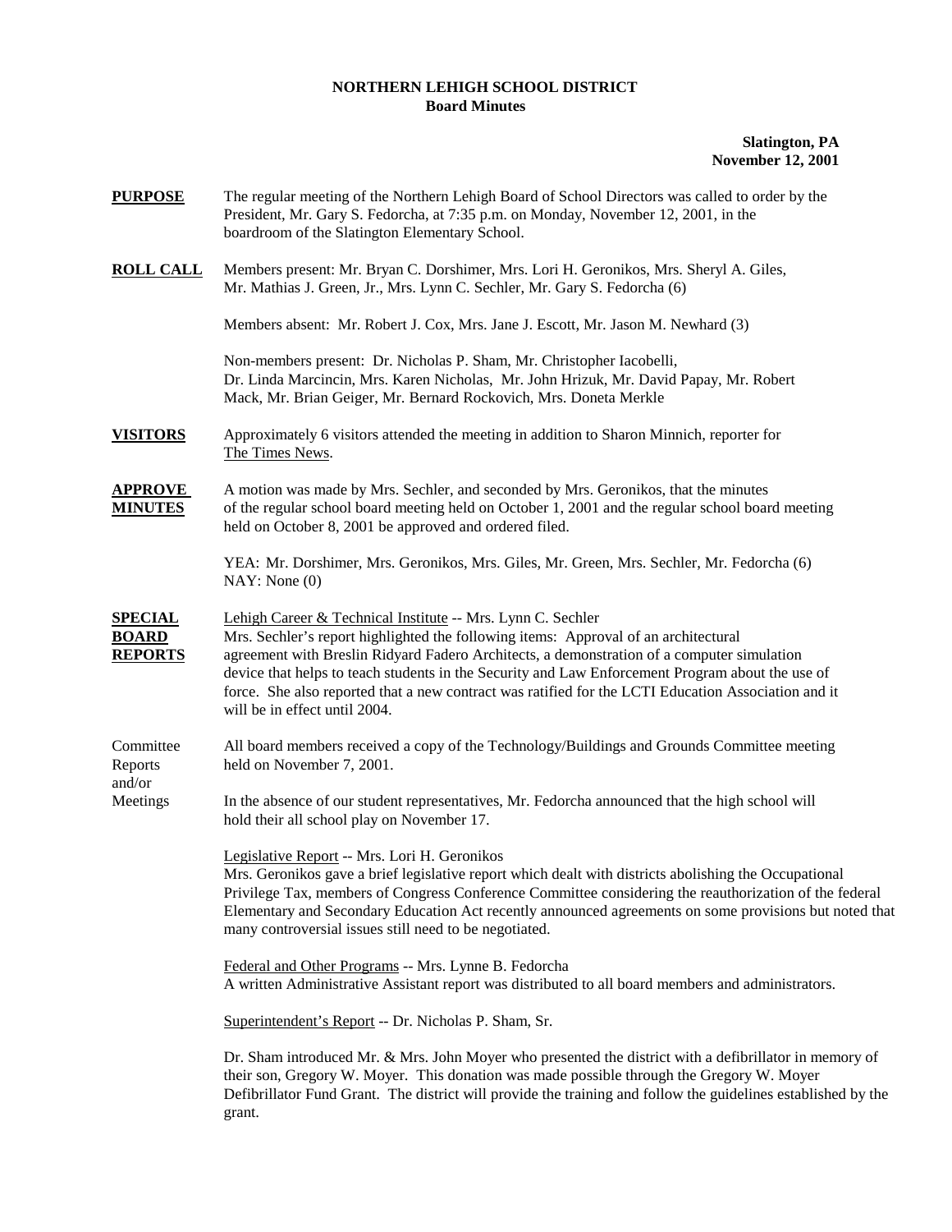# NORTHERN LEHIGH SCHOOL DISTRICT
## Board Minutes

**Slatington, PA**
**November 12, 2001**

**PURPOSE** The regular meeting of the Northern Lehigh Board of School Directors was called to order by the President, Mr. Gary S. Fedorcha, at 7:35 p.m. on Monday, November 12, 2001, in the boardroom of the Slatington Elementary School.

**ROLL CALL** Members present: Mr. Bryan C. Dorshimer, Mrs. Lori H. Geronikos, Mrs. Sheryl A. Giles, Mr. Mathias J. Green, Jr., Mrs. Lynn C. Sechler, Mr. Gary S. Fedorcha (6)

Members absent: Mr. Robert J. Cox, Mrs. Jane J. Escott, Mr. Jason M. Newhard (3)

Non-members present: Dr. Nicholas P. Sham, Mr. Christopher Iacobelli, Dr. Linda Marcincin, Mrs. Karen Nicholas, Mr. John Hrizuk, Mr. David Papay, Mr. Robert Mack, Mr. Brian Geiger, Mr. Bernard Rockovich, Mrs. Doneta Merkle

**VISITORS** Approximately 6 visitors attended the meeting in addition to Sharon Minnich, reporter for The Times News.

**APPROVE MINUTES** A motion was made by Mrs. Sechler, and seconded by Mrs. Geronikos, that the minutes of the regular school board meeting held on October 1, 2001 and the regular school board meeting held on October 8, 2001 be approved and ordered filed.

YEA: Mr. Dorshimer, Mrs. Geronikos, Mrs. Giles, Mr. Green, Mrs. Sechler, Mr. Fedorcha (6)
NAY: None (0)

**SPECIAL BOARD REPORTS** Lehigh Career & Technical Institute -- Mrs. Lynn C. Sechler
Mrs. Sechler's report highlighted the following items: Approval of an architectural agreement with Breslin Ridyard Fadero Architects, a demonstration of a computer simulation device that helps to teach students in the Security and Law Enforcement Program about the use of force. She also reported that a new contract was ratified for the LCTI Education Association and it will be in effect until 2004.

Committee Reports and/or Meetings

All board members received a copy of the Technology/Buildings and Grounds Committee meeting held on November 7, 2001.

In the absence of our student representatives, Mr. Fedorcha announced that the high school will hold their all school play on November 17.

Legislative Report -- Mrs. Lori H. Geronikos
Mrs. Geronikos gave a brief legislative report which dealt with districts abolishing the Occupational Privilege Tax, members of Congress Conference Committee considering the reauthorization of the federal Elementary and Secondary Education Act recently announced agreements on some provisions but noted that many controversial issues still need to be negotiated.

Federal and Other Programs -- Mrs. Lynne B. Fedorcha
A written Administrative Assistant report was distributed to all board members and administrators.

Superintendent's Report -- Dr. Nicholas P. Sham, Sr.

Dr. Sham introduced Mr. & Mrs. John Moyer who presented the district with a defibrillator in memory of their son, Gregory W. Moyer. This donation was made possible through the Gregory W. Moyer Defibrillator Fund Grant. The district will provide the training and follow the guidelines established by the grant.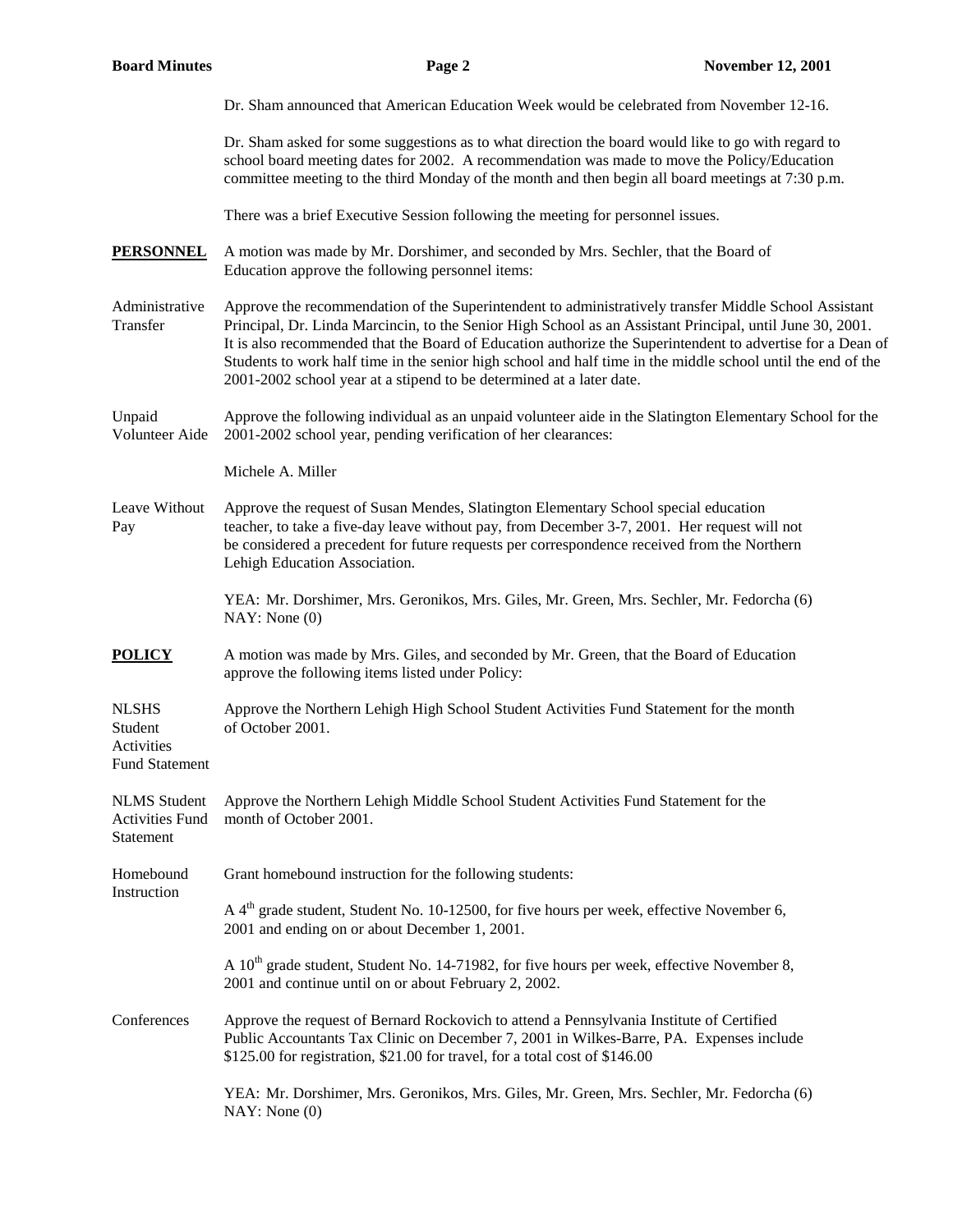Dr. Sham announced that American Education Week would be celebrated from November 12-16.

Dr. Sham asked for some suggestions as to what direction the board would like to go with regard to school board meeting dates for 2002. A recommendation was made to move the Policy/Education committee meeting to the third Monday of the month and then begin all board meetings at 7:30 p.m.

There was a brief Executive Session following the meeting for personnel issues.

**PERSONNEL**

A motion was made by Mr. Dorshimer, and seconded by Mrs. Sechler, that the Board of Education approve the following personnel items:

Administrative Transfer

Approve the recommendation of the Superintendent to administratively transfer Middle School Assistant Principal, Dr. Linda Marcincin, to the Senior High School as an Assistant Principal, until June 30, 2001. It is also recommended that the Board of Education authorize the Superintendent to advertise for a Dean of Students to work half time in the senior high school and half time in the middle school until the end of the 2001-2002 school year at a stipend to be determined at a later date.

Unpaid Volunteer Aide

Approve the following individual as an unpaid volunteer aide in the Slatington Elementary School for the 2001-2002 school year, pending verification of her clearances:

Michele A. Miller

Leave Without Pay

Approve the request of Susan Mendes, Slatington Elementary School special education teacher, to take a five-day leave without pay, from December 3-7, 2001. Her request will not be considered a precedent for future requests per correspondence received from the Northern Lehigh Education Association.

YEA: Mr. Dorshimer, Mrs. Geronikos, Mrs. Giles, Mr. Green, Mrs. Sechler, Mr. Fedorcha (6)
NAY: None (0)

**POLICY**

A motion was made by Mrs. Giles, and seconded by Mr. Green, that the Board of Education approve the following items listed under Policy:

NLSHS Student Activities Fund Statement

Approve the Northern Lehigh High School Student Activities Fund Statement for the month of October 2001.

NLMS Student Activities Fund Statement

Approve the Northern Lehigh Middle School Student Activities Fund Statement for the month of October 2001.

Homebound Instruction

Grant homebound instruction for the following students:

A 4th grade student, Student No. 10-12500, for five hours per week, effective November 6, 2001 and ending on or about December 1, 2001.

A 10th grade student, Student No. 14-71982, for five hours per week, effective November 8, 2001 and continue until on or about February 2, 2002.

Conferences

Approve the request of Bernard Rockovich to attend a Pennsylvania Institute of Certified Public Accountants Tax Clinic on December 7, 2001 in Wilkes-Barre, PA. Expenses include $125.00 for registration, $21.00 for travel, for a total cost of $146.00

YEA: Mr. Dorshimer, Mrs. Geronikos, Mrs. Giles, Mr. Green, Mrs. Sechler, Mr. Fedorcha (6)
NAY: None (0)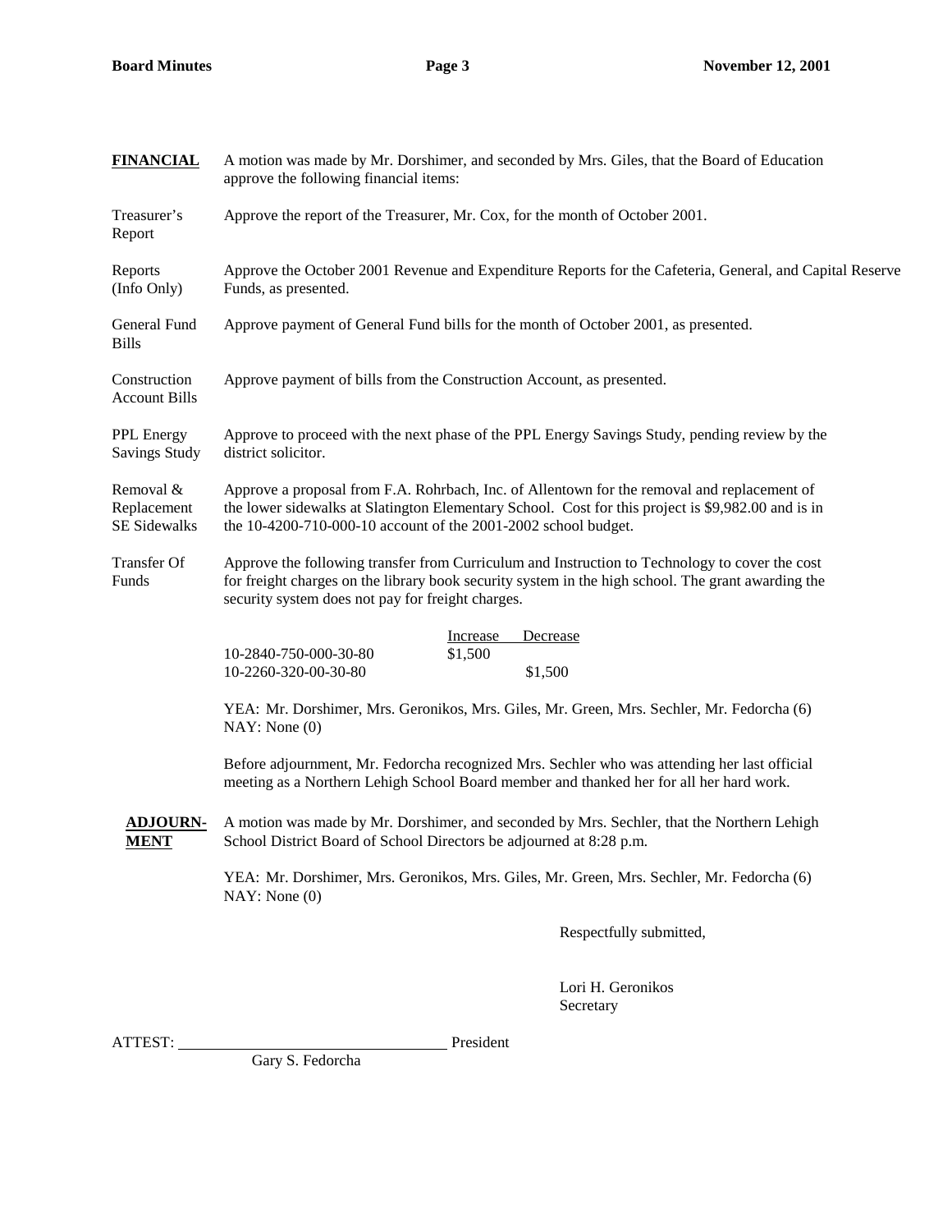**FINANCIAL** A motion was made by Mr. Dorshimer, and seconded by Mrs. Giles, that the Board of Education approve the following financial items:

Treasurer's Report — Approve the report of the Treasurer, Mr. Cox, for the month of October 2001.

Reports (Info Only) — Approve the October 2001 Revenue and Expenditure Reports for the Cafeteria, General, and Capital Reserve Funds, as presented.

General Fund Bills — Approve payment of General Fund bills for the month of October 2001, as presented.

Construction Account Bills — Approve payment of bills from the Construction Account, as presented.

PPL Energy Savings Study — Approve to proceed with the next phase of the PPL Energy Savings Study, pending review by the district solicitor.

Removal & Replacement SE Sidewalks — Approve a proposal from F.A. Rohrbach, Inc. of Allentown for the removal and replacement of the lower sidewalks at Slatington Elementary School. Cost for this project is $9,982.00 and is in the 10-4200-710-000-10 account of the 2001-2002 school budget.

Transfer Of Funds — Approve the following transfer from Curriculum and Instruction to Technology to cover the cost for freight charges on the library book security system in the high school. The grant awarding the security system does not pay for freight charges.

| | Increase | Decrease |
|---|---|---|
| 10-2840-750-000-30-80 | $1,500 | |
| 10-2260-320-00-30-80 | | $1,500 |

YEA: Mr. Dorshimer, Mrs. Geronikos, Mrs. Giles, Mr. Green, Mrs. Sechler, Mr. Fedorcha (6)
NAY: None (0)

Before adjournment, Mr. Fedorcha recognized Mrs. Sechler who was attending her last official meeting as a Northern Lehigh School Board member and thanked her for all her hard work.

**ADJOURNMENT** A motion was made by Mr. Dorshimer, and seconded by Mrs. Sechler, that the Northern Lehigh School District Board of School Directors be adjourned at 8:28 p.m.

YEA: Mr. Dorshimer, Mrs. Geronikos, Mrs. Giles, Mr. Green, Mrs. Sechler, Mr. Fedorcha (6)
NAY: None (0)

Respectfully submitted,

Lori H. Geronikos
Secretary

ATTEST: ______________________________ President
Gary S. Fedorcha